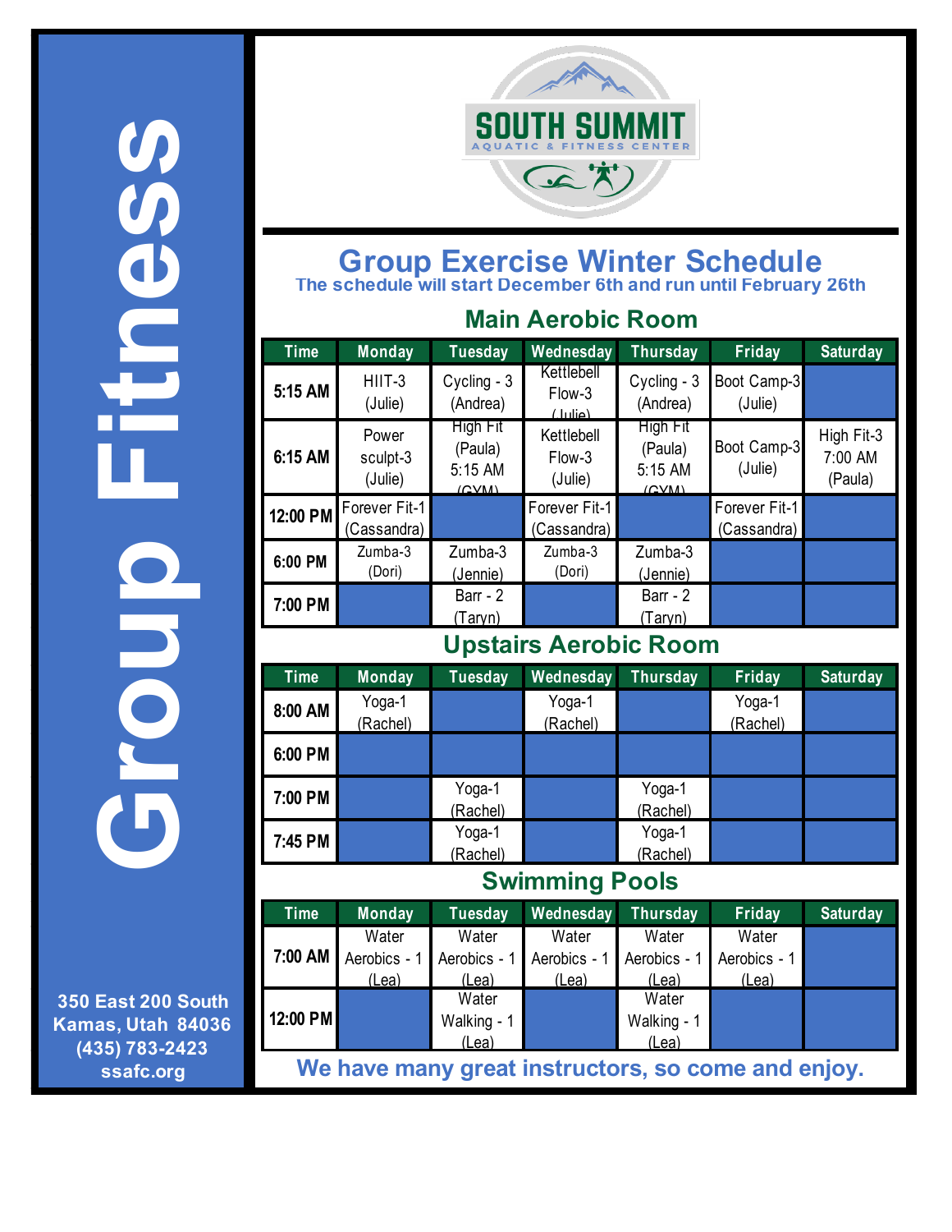# Group Fitness

**SOUTH SUMMIT**
AQUATIC & FITNESS CENTER

## Group Exercise Winter Schedule

**The schedule will start December 6th and run until February 26th**

### Main Aerobic Room

| Time | Monday | Tuesday | Wednesday | Thursday | Friday | Saturday |
|---|---|---|---|---|---|---|
| 5:15 AM | HIIT-3 (Julie) | Cycling - 3 (Andrea) | Kettlebell Flow-3 (Julie) | Cycling - 3 (Andrea) | Boot Camp-3 (Julie) | |
| 6:15 AM | Power sculpt-3 (Julie) | High Fit (Paula) 5:15 AM (GYM) | Kettlebell Flow-3 (Julie) | High Fit (Paula) 5:15 AM (GYM) | Boot Camp-3 (Julie) | High Fit-3 7:00 AM (Paula) |
| 12:00 PM | Forever Fit-1 (Cassandra) | | Forever Fit-1 (Cassandra) | | Forever Fit-1 (Cassandra) | |
| 6:00 PM | Zumba-3 (Dori) | Zumba-3 (Jennie) | Zumba-3 (Dori) | Zumba-3 (Jennie) | | |
| 7:00 PM | | Barr - 2 (Taryn) | | Barr - 2 (Taryn) | | |

### Upstairs Aerobic Room

| Time | Monday | Tuesday | Wednesday | Thursday | Friday | Saturday |
|---|---|---|---|---|---|---|
| 8:00 AM | Yoga-1 (Rachel) | | Yoga-1 (Rachel) | | Yoga-1 (Rachel) | |
| 6:00 PM | | | | | | |
| 7:00 PM | | Yoga-1 (Rachel) | | Yoga-1 (Rachel) | | |
| 7:45 PM | | Yoga-1 (Rachel) | | Yoga-1 (Rachel) | | |

### Swimming Pools

| Time | Monday | Tuesday | Wednesday | Thursday | Friday | Saturday |
|---|---|---|---|---|---|---|
| 7:00 AM | Water Aerobics - 1 (Lea) | Water Aerobics - 1 (Lea) | Water Aerobics - 1 (Lea) | Water Aerobics - 1 (Lea) | Water Aerobics - 1 (Lea) | |
| 12:00 PM | | Water Walking - 1 (Lea) | | Water Walking - 1 (Lea) | | |

**We have many great instructors, so come and enjoy.**

350 East 200 South
Kamas, Utah 84036
(435) 783-2423
ssafc.org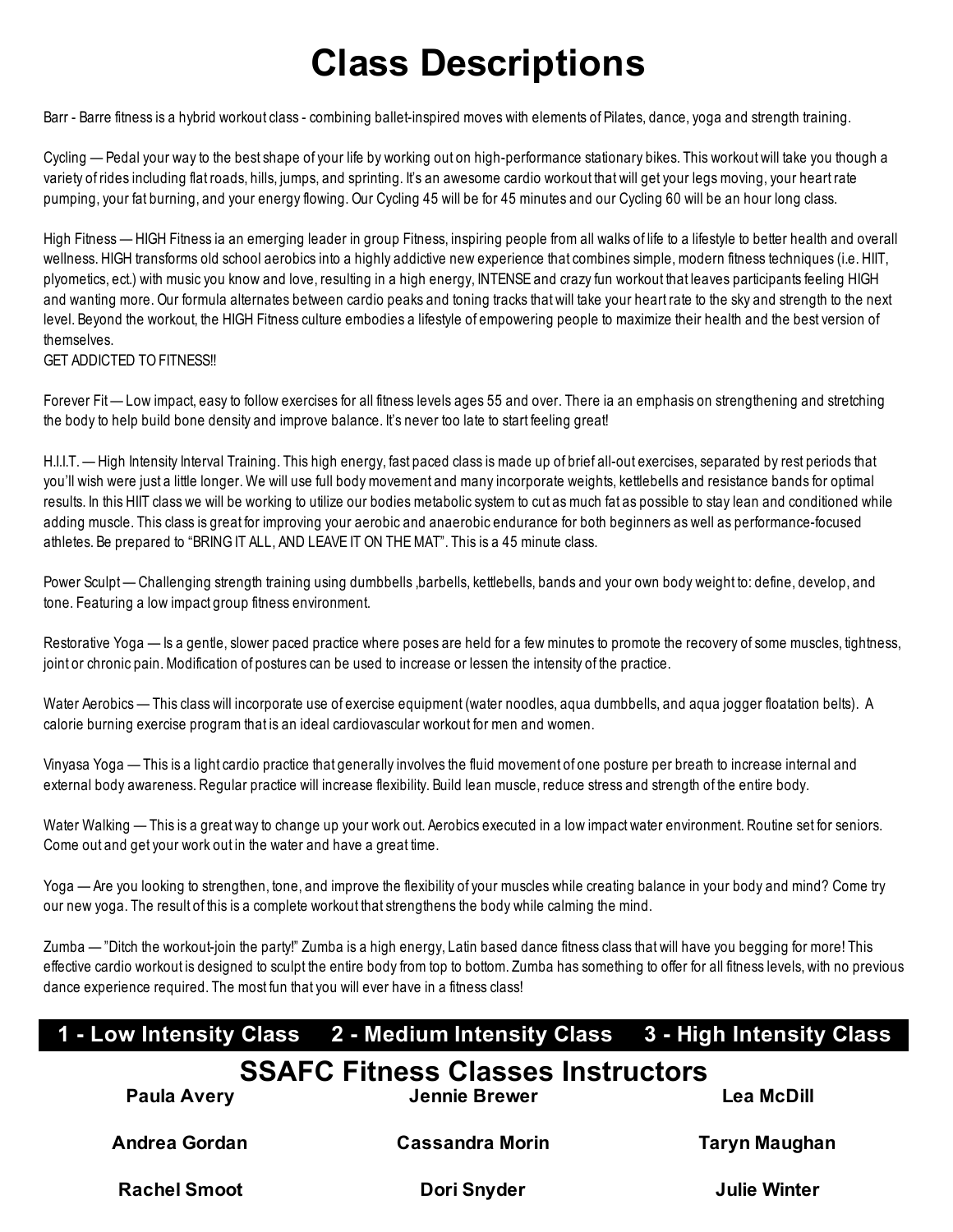# Class Descriptions

Barr - Barre fitness is a hybrid workout class - combining ballet-inspired moves with elements of Pilates, dance, yoga and strength training.

Cycling — Pedal your way to the best shape of your life by working out on high-performance stationary bikes. This workout will take you though a variety of rides including flat roads, hills, jumps, and sprinting. It's an awesome cardio workout that will get your legs moving, your heart rate pumping, your fat burning, and your energy flowing. Our Cycling 45 will be for 45 minutes and our Cycling 60 will be an hour long class.

High Fitness — HIGH Fitness ia an emerging leader in group Fitness, inspiring people from all walks of life to a lifestyle to better health and overall wellness. HIGH transforms old school aerobics into a highly addictive new experience that combines simple, modern fitness techniques (i.e. HIIT, plyometics, ect.) with music you know and love, resulting in a high energy, INTENSE and crazy fun workout that leaves participants feeling HIGH and wanting more. Our formula alternates between cardio peaks and toning tracks that will take your heart rate to the sky and strength to the next level. Beyond the workout, the HIGH Fitness culture embodies a lifestyle of empowering people to maximize their health and the best version of themselves.
GET ADDICTED TO FITNESS!!

Forever Fit — Low impact, easy to follow exercises for all fitness levels ages 55 and over. There ia an emphasis on strengthening and stretching the body to help build bone density and improve balance. It's never too late to start feeling great!

H.I.I.T. — High Intensity Interval Training. This high energy, fast paced class is made up of brief all-out exercises, separated by rest periods that you'll wish were just a little longer. We will use full body movement and many incorporate weights, kettlebells and resistance bands for optimal results. In this HIIT class we will be working to utilize our bodies metabolic system to cut as much fat as possible to stay lean and conditioned while adding muscle. This class is great for improving your aerobic and anaerobic endurance for both beginners as well as performance-focused athletes. Be prepared to "BRING IT ALL, AND LEAVE IT ON THE MAT". This is a 45 minute class.

Power Sculpt — Challenging strength training using dumbbells ,barbells, kettlebells, bands and your own body weight to: define, develop, and tone. Featuring a low impact group fitness environment.

Restorative Yoga — Is a gentle, slower paced practice where poses are held for a few minutes to promote the recovery of some muscles, tightness, joint or chronic pain. Modification of postures can be used to increase or lessen the intensity of the practice.

Water Aerobics — This class will incorporate use of exercise equipment (water noodles, aqua dumbbells, and aqua jogger floatation belts). A calorie burning exercise program that is an ideal cardiovascular workout for men and women.

Vinyasa Yoga — This is a light cardio practice that generally involves the fluid movement of one posture per breath to increase internal and external body awareness. Regular practice will increase flexibility. Build lean muscle, reduce stress and strength of the entire body.

Water Walking — This is a great way to change up your work out. Aerobics executed in a low impact water environment. Routine set for seniors. Come out and get your work out in the water and have a great time.

Yoga — Are you looking to strengthen, tone, and improve the flexibility of your muscles while creating balance in your body and mind? Come try our new yoga. The result of this is a complete workout that strengthens the body while calming the mind.

Zumba — "Ditch the workout-join the party!" Zumba is a high energy, Latin based dance fitness class that will have you begging for more! This effective cardio workout is designed to sculpt the entire body from top to bottom. Zumba has something to offer for all fitness levels, with no previous dance experience required. The most fun that you will ever have in a fitness class!

**1 - Low Intensity Class 2 - Medium Intensity Class 3 - High Intensity Class**

## SSAFC Fitness Classes Instructors

| | | |
|---|---|---|
| **Paula Avery** | **Jennie Brewer** | **Lea McDill** |
| **Andrea Gordan** | **Cassandra Morin** | **Taryn Maughan** |
| **Rachel Smoot** | **Dori Snyder** | **Julie Winter** |